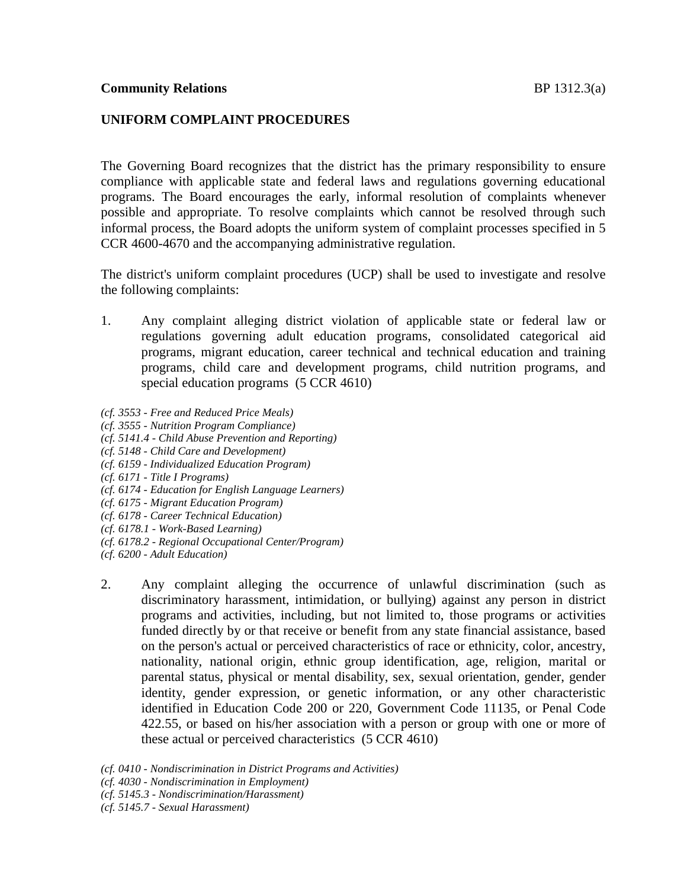**Community Relations** BP 1312.3(a)

**UNIFORM COMPLAINT PROCEDURES**

The Governing Board recognizes that the district has the primary responsibility to ensure compliance with applicable state and federal laws and regulations governing educational programs. The Board encourages the early, informal resolution of complaints whenever possible and appropriate. To resolve complaints which cannot be resolved through such informal process, the Board adopts the uniform system of complaint processes specified in 5 CCR 4600-4670 and the accompanying administrative regulation.

The district's uniform complaint procedures (UCP) shall be used to investigate and resolve the following complaints:

1. Any complaint alleging district violation of applicable state or federal law or regulations governing adult education programs, consolidated categorical aid programs, migrant education, career technical and technical education and training programs, child care and development programs, child nutrition programs, and special education programs (5 CCR 4610)

*(cf. 3553 - Free and Reduced Price Meals)*
*(cf. 3555 - Nutrition Program Compliance)*
*(cf. 5141.4 - Child Abuse Prevention and Reporting)*
*(cf. 5148 - Child Care and Development)*
*(cf. 6159 - Individualized Education Program)*
*(cf. 6171 - Title I Programs)*
*(cf. 6174 - Education for English Language Learners)*
*(cf. 6175 - Migrant Education Program)*
*(cf. 6178 - Career Technical Education)*
*(cf. 6178.1 - Work-Based Learning)*
*(cf. 6178.2 - Regional Occupational Center/Program)*
*(cf. 6200 - Adult Education)*

2. Any complaint alleging the occurrence of unlawful discrimination (such as discriminatory harassment, intimidation, or bullying) against any person in district programs and activities, including, but not limited to, those programs or activities funded directly by or that receive or benefit from any state financial assistance, based on the person's actual or perceived characteristics of race or ethnicity, color, ancestry, nationality, national origin, ethnic group identification, age, religion, marital or parental status, physical or mental disability, sex, sexual orientation, gender, gender identity, gender expression, or genetic information, or any other characteristic identified in Education Code 200 or 220, Government Code 11135, or Penal Code 422.55, or based on his/her association with a person or group with one or more of these actual or perceived characteristics (5 CCR 4610)

*(cf. 0410 - Nondiscrimination in District Programs and Activities)*
*(cf. 4030 - Nondiscrimination in Employment)*
*(cf. 5145.3 - Nondiscrimination/Harassment)*
*(cf. 5145.7 - Sexual Harassment)*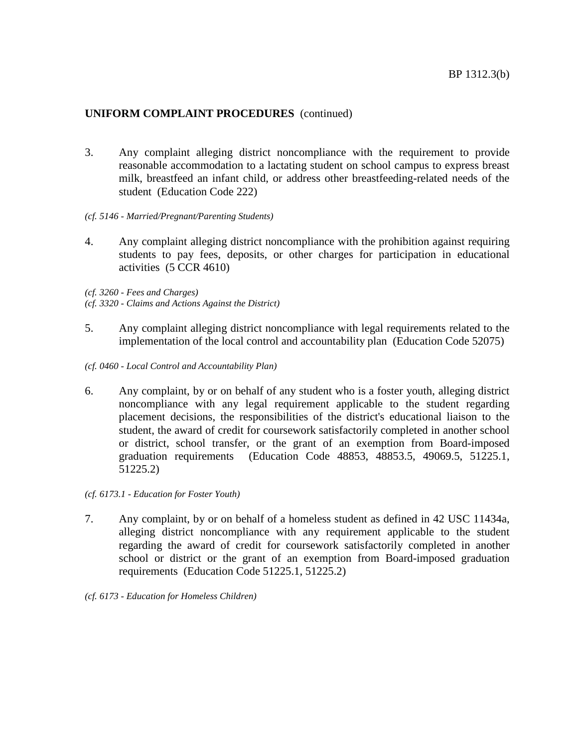**UNIFORM COMPLAINT PROCEDURES** (continued)

3. Any complaint alleging district noncompliance with the requirement to provide reasonable accommodation to a lactating student on school campus to express breast milk, breastfeed an infant child, or address other breastfeeding-related needs of the student (Education Code 222)

*(cf. 5146 - Married/Pregnant/Parenting Students)*

4. Any complaint alleging district noncompliance with the prohibition against requiring students to pay fees, deposits, or other charges for participation in educational activities (5 CCR 4610)

*(cf. 3260 - Fees and Charges)*
*(cf. 3320 - Claims and Actions Against the District)*

5. Any complaint alleging district noncompliance with legal requirements related to the implementation of the local control and accountability plan (Education Code 52075)

*(cf. 0460 - Local Control and Accountability Plan)*

6. Any complaint, by or on behalf of any student who is a foster youth, alleging district noncompliance with any legal requirement applicable to the student regarding placement decisions, the responsibilities of the district's educational liaison to the student, the award of credit for coursework satisfactorily completed in another school or district, school transfer, or the grant of an exemption from Board-imposed graduation requirements (Education Code 48853, 48853.5, 49069.5, 51225.1, 51225.2)

*(cf. 6173.1 - Education for Foster Youth)*

7. Any complaint, by or on behalf of a homeless student as defined in 42 USC 11434a, alleging district noncompliance with any requirement applicable to the student regarding the award of credit for coursework satisfactorily completed in another school or district or the grant of an exemption from Board-imposed graduation requirements (Education Code 51225.1, 51225.2)

*(cf. 6173 - Education for Homeless Children)*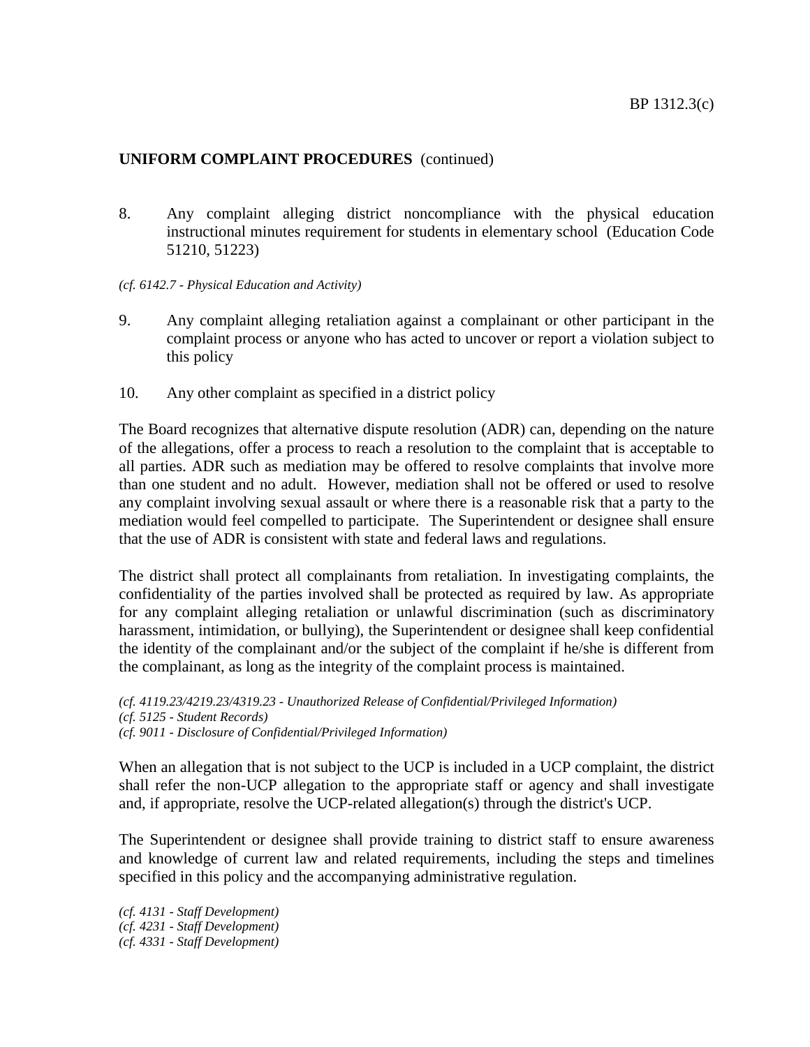**UNIFORM COMPLAINT PROCEDURES** (continued)

8. Any complaint alleging district noncompliance with the physical education instructional minutes requirement for students in elementary school (Education Code 51210, 51223)

*(cf. 6142.7 - Physical Education and Activity)*

9. Any complaint alleging retaliation against a complainant or other participant in the complaint process or anyone who has acted to uncover or report a violation subject to this policy

10. Any other complaint as specified in a district policy

The Board recognizes that alternative dispute resolution (ADR) can, depending on the nature of the allegations, offer a process to reach a resolution to the complaint that is acceptable to all parties. ADR such as mediation may be offered to resolve complaints that involve more than one student and no adult. However, mediation shall not be offered or used to resolve any complaint involving sexual assault or where there is a reasonable risk that a party to the mediation would feel compelled to participate. The Superintendent or designee shall ensure that the use of ADR is consistent with state and federal laws and regulations.

The district shall protect all complainants from retaliation. In investigating complaints, the confidentiality of the parties involved shall be protected as required by law. As appropriate for any complaint alleging retaliation or unlawful discrimination (such as discriminatory harassment, intimidation, or bullying), the Superintendent or designee shall keep confidential the identity of the complainant and/or the subject of the complaint if he/she is different from the complainant, as long as the integrity of the complaint process is maintained.

*(cf. 4119.23/4219.23/4319.23 - Unauthorized Release of Confidential/Privileged Information)*
*(cf. 5125 - Student Records)*
*(cf. 9011 - Disclosure of Confidential/Privileged Information)*

When an allegation that is not subject to the UCP is included in a UCP complaint, the district shall refer the non-UCP allegation to the appropriate staff or agency and shall investigate and, if appropriate, resolve the UCP-related allegation(s) through the district's UCP.

The Superintendent or designee shall provide training to district staff to ensure awareness and knowledge of current law and related requirements, including the steps and timelines specified in this policy and the accompanying administrative regulation.

*(cf. 4131 - Staff Development)*
*(cf. 4231 - Staff Development)*
*(cf. 4331 - Staff Development)*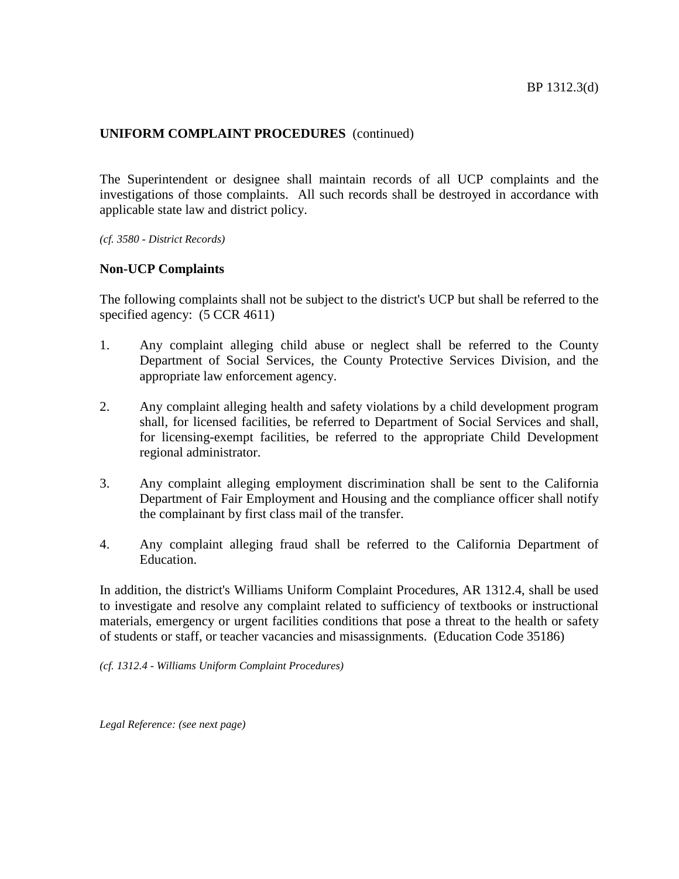**UNIFORM COMPLAINT PROCEDURES** (continued)

The Superintendent or designee shall maintain records of all UCP complaints and the investigations of those complaints. All such records shall be destroyed in accordance with applicable state law and district policy.

*(cf. 3580 - District Records)*

**Non-UCP Complaints**

The following complaints shall not be subject to the district's UCP but shall be referred to the specified agency: (5 CCR 4611)

1. Any complaint alleging child abuse or neglect shall be referred to the County Department of Social Services, the County Protective Services Division, and the appropriate law enforcement agency.

2. Any complaint alleging health and safety violations by a child development program shall, for licensed facilities, be referred to Department of Social Services and shall, for licensing-exempt facilities, be referred to the appropriate Child Development regional administrator.

3. Any complaint alleging employment discrimination shall be sent to the California Department of Fair Employment and Housing and the compliance officer shall notify the complainant by first class mail of the transfer.

4. Any complaint alleging fraud shall be referred to the California Department of Education.

In addition, the district's Williams Uniform Complaint Procedures, AR 1312.4, shall be used to investigate and resolve any complaint related to sufficiency of textbooks or instructional materials, emergency or urgent facilities conditions that pose a threat to the health or safety of students or staff, or teacher vacancies and misassignments. (Education Code 35186)

*(cf. 1312.4 - Williams Uniform Complaint Procedures)*

*Legal Reference: (see next page)*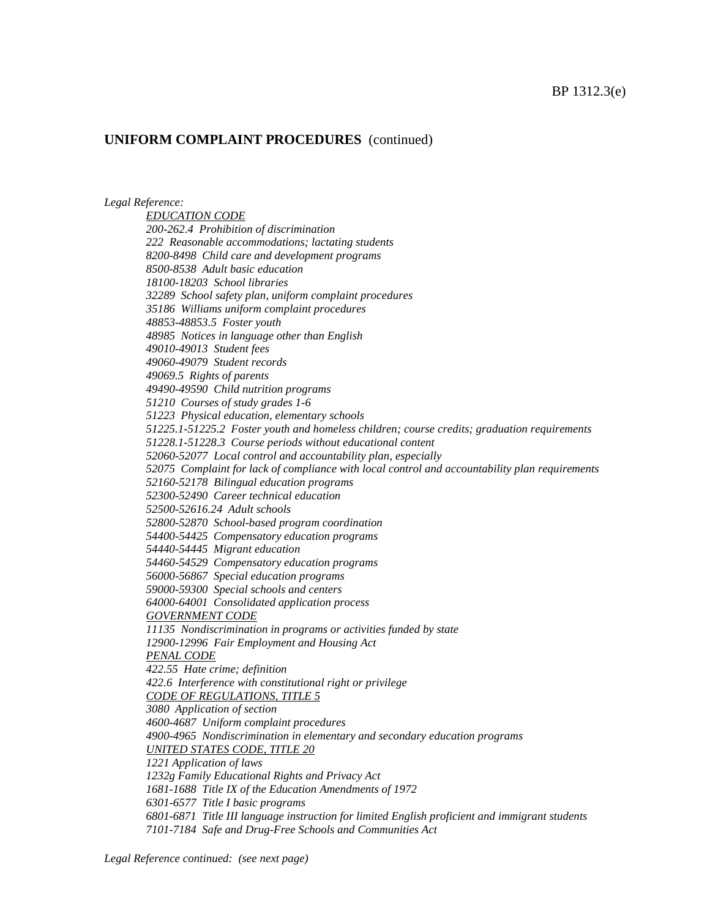**UNIFORM COMPLAINT PROCEDURES** (continued)

*Legal Reference:*

*EDUCATION CODE*
*200-262.4 Prohibition of discrimination*
*222 Reasonable accommodations; lactating students*
*8200-8498 Child care and development programs*
*8500-8538 Adult basic education*
*18100-18203 School libraries*
*32289 School safety plan, uniform complaint procedures*
*35186 Williams uniform complaint procedures*
*48853-48853.5 Foster youth*
*48985 Notices in language other than English*
*49010-49013 Student fees*
*49060-49079 Student records*
*49069.5 Rights of parents*
*49490-49590 Child nutrition programs*
*51210 Courses of study grades 1-6*
*51223 Physical education, elementary schools*
*51225.1-51225.2 Foster youth and homeless children; course credits; graduation requirements*
*51228.1-51228.3 Course periods without educational content*
*52060-52077 Local control and accountability plan, especially*
*52075 Complaint for lack of compliance with local control and accountability plan requirements*
*52160-52178 Bilingual education programs*
*52300-52490 Career technical education*
*52500-52616.24 Adult schools*
*52800-52870 School-based program coordination*
*54400-54425 Compensatory education programs*
*54440-54445 Migrant education*
*54460-54529 Compensatory education programs*
*56000-56867 Special education programs*
*59000-59300 Special schools and centers*
*64000-64001 Consolidated application process*

*GOVERNMENT CODE*
*11135 Nondiscrimination in programs or activities funded by state*
*12900-12996 Fair Employment and Housing Act*

*PENAL CODE*
*422.55 Hate crime; definition*
*422.6 Interference with constitutional right or privilege*

*CODE OF REGULATIONS, TITLE 5*
*3080 Application of section*
*4600-4687 Uniform complaint procedures*
*4900-4965 Nondiscrimination in elementary and secondary education programs*

*UNITED STATES CODE, TITLE 20*
*1221 Application of laws*
*1232g Family Educational Rights and Privacy Act*
*1681-1688 Title IX of the Education Amendments of 1972*
*6301-6577 Title I basic programs*
*6801-6871 Title III language instruction for limited English proficient and immigrant students*
*7101-7184 Safe and Drug-Free Schools and Communities Act*

*Legal Reference continued: (see next page)*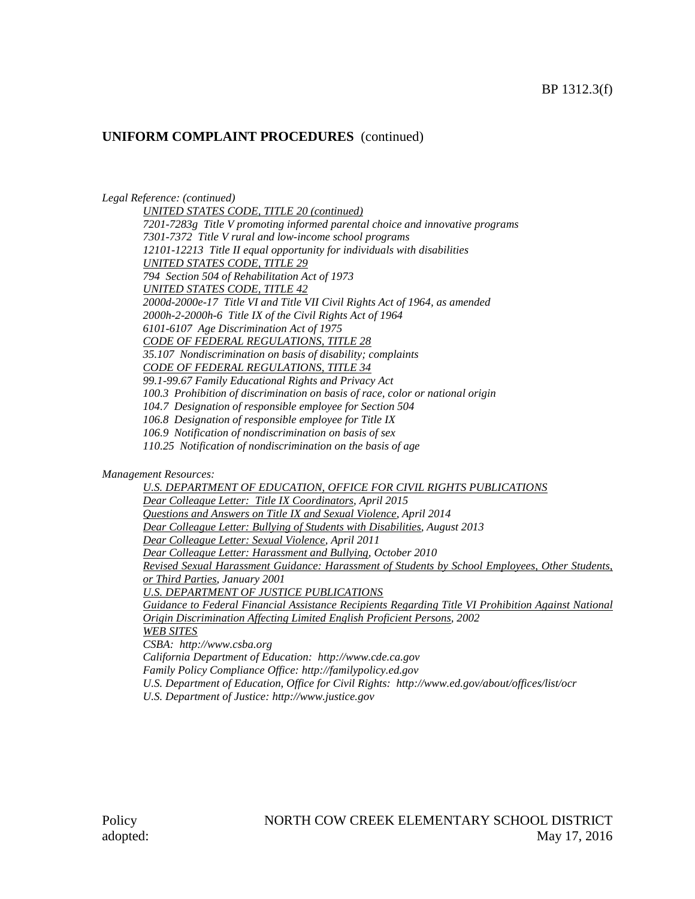**UNIFORM COMPLAINT PROCEDURES** (continued)

*Legal Reference: (continued)*

*UNITED STATES CODE, TITLE 20 (continued)*
*7201-7283g Title V promoting informed parental choice and innovative programs*
*7301-7372 Title V rural and low-income school programs*
*12101-12213 Title II equal opportunity for individuals with disabilities*
*UNITED STATES CODE, TITLE 29*
*794 Section 504 of Rehabilitation Act of 1973*
*UNITED STATES CODE, TITLE 42*
*2000d-2000e-17 Title VI and Title VII Civil Rights Act of 1964, as amended*
*2000h-2-2000h-6 Title IX of the Civil Rights Act of 1964*
*6101-6107 Age Discrimination Act of 1975*
*CODE OF FEDERAL REGULATIONS, TITLE 28*
*35.107 Nondiscrimination on basis of disability; complaints*
*CODE OF FEDERAL REGULATIONS, TITLE 34*
*99.1-99.67 Family Educational Rights and Privacy Act*
*100.3 Prohibition of discrimination on basis of race, color or national origin*
*104.7 Designation of responsible employee for Section 504*
*106.8 Designation of responsible employee for Title IX*
*106.9 Notification of nondiscrimination on basis of sex*
*110.25 Notification of nondiscrimination on the basis of age*

*Management Resources:*

*U.S. DEPARTMENT OF EDUCATION, OFFICE FOR CIVIL RIGHTS PUBLICATIONS*
*Dear Colleague Letter: Title IX Coordinators, April 2015*
*Questions and Answers on Title IX and Sexual Violence, April 2014*
*Dear Colleague Letter: Bullying of Students with Disabilities, August 2013*
*Dear Colleague Letter: Sexual Violence, April 2011*
*Dear Colleague Letter: Harassment and Bullying, October 2010*
*Revised Sexual Harassment Guidance: Harassment of Students by School Employees, Other Students, or Third Parties, January 2001*
*U.S. DEPARTMENT OF JUSTICE PUBLICATIONS*
*Guidance to Federal Financial Assistance Recipients Regarding Title VI Prohibition Against National Origin Discrimination Affecting Limited English Proficient Persons, 2002*
*WEB SITES*
*CSBA: http://www.csba.org*
*California Department of Education: http://www.cde.ca.gov*
*Family Policy Compliance Office: http://familypolicy.ed.gov*
*U.S. Department of Education, Office for Civil Rights: http://www.ed.gov/about/offices/list/ocr*
*U.S. Department of Justice: http://www.justice.gov*

Policy adopted: May 17, 2016

NORTH COW CREEK ELEMENTARY SCHOOL DISTRICT